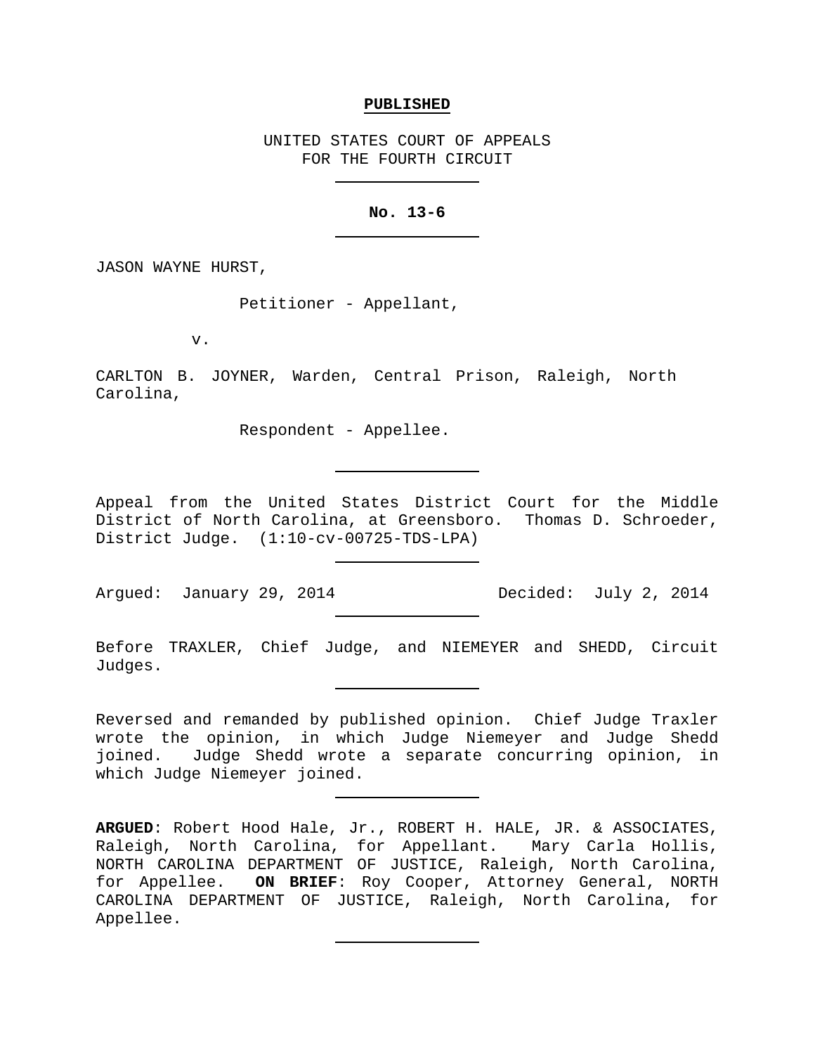**PUBLISHED**

UNITED STATES COURT OF APPEALS
FOR THE FOURTH CIRCUIT

---

**No. 13-6**

---

JASON WAYNE HURST,

Petitioner - Appellant,

v.

CARLTON B. JOYNER, Warden, Central Prison, Raleigh, North Carolina,

Respondent - Appellee.

---

Appeal from the United States District Court for the Middle District of North Carolina, at Greensboro. Thomas D. Schroeder, District Judge. (1:10-cv-00725-TDS-LPA)

---

Argued: January 29, 2014 Decided: July 2, 2014

---

Before TRAXLER, Chief Judge, and NIEMEYER and SHEDD, Circuit Judges.

---

Reversed and remanded by published opinion. Chief Judge Traxler wrote the opinion, in which Judge Niemeyer and Judge Shedd joined. Judge Shedd wrote a separate concurring opinion, in which Judge Niemeyer joined.

---

**ARGUED**: Robert Hood Hale, Jr., ROBERT H. HALE, JR. & ASSOCIATES, Raleigh, North Carolina, for Appellant. Mary Carla Hollis, NORTH CAROLINA DEPARTMENT OF JUSTICE, Raleigh, North Carolina, for Appellee. **ON BRIEF**: Roy Cooper, Attorney General, NORTH CAROLINA DEPARTMENT OF JUSTICE, Raleigh, North Carolina, for Appellee.

---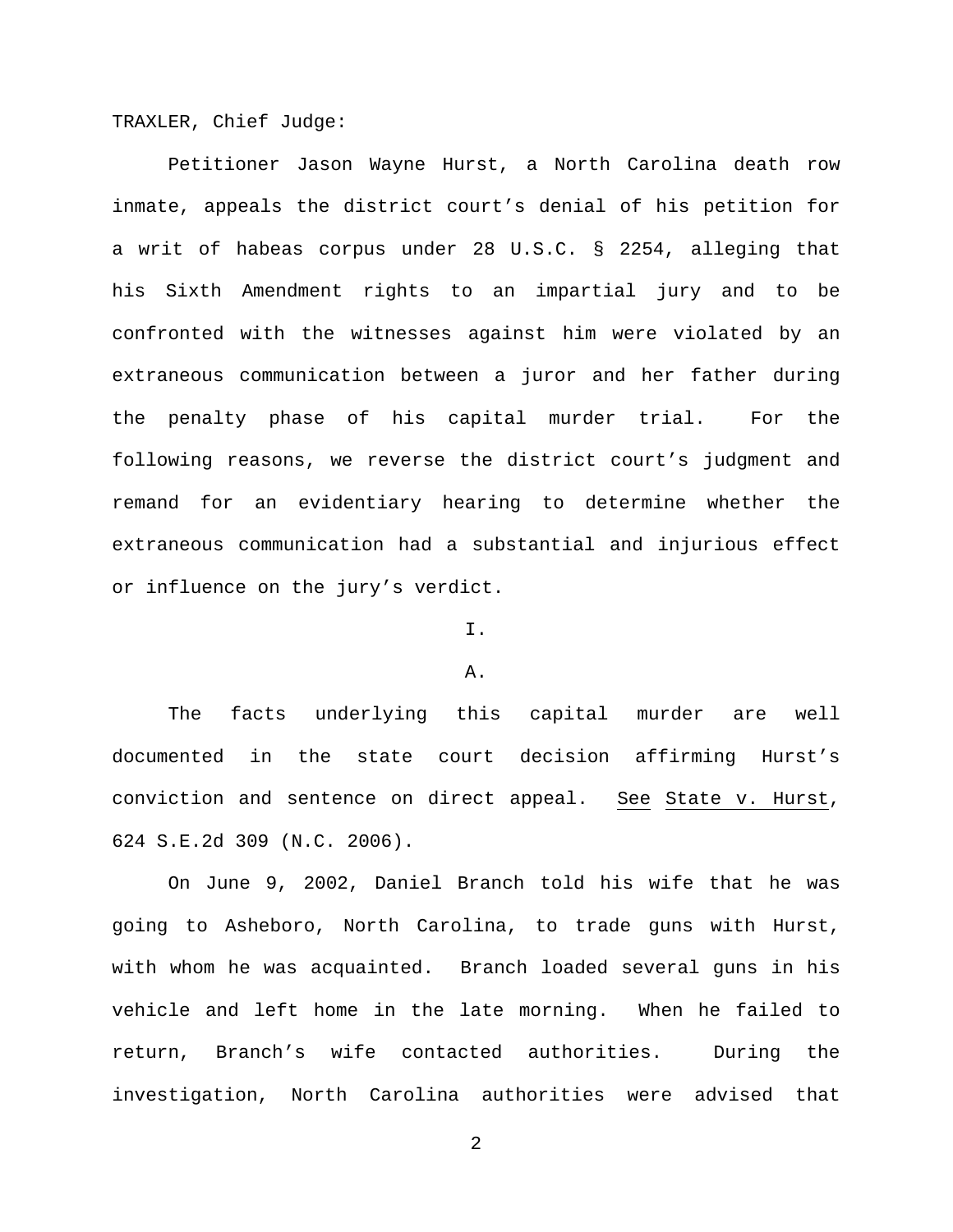TRAXLER, Chief Judge:

Petitioner Jason Wayne Hurst, a North Carolina death row inmate, appeals the district court's denial of his petition for a writ of habeas corpus under 28 U.S.C. § 2254, alleging that his Sixth Amendment rights to an impartial jury and to be confronted with the witnesses against him were violated by an extraneous communication between a juror and her father during the penalty phase of his capital murder trial. For the following reasons, we reverse the district court's judgment and remand for an evidentiary hearing to determine whether the extraneous communication had a substantial and injurious effect or influence on the jury's verdict.

I.

A.

The facts underlying this capital murder are well documented in the state court decision affirming Hurst's conviction and sentence on direct appeal. See State v. Hurst, 624 S.E.2d 309 (N.C. 2006).

On June 9, 2002, Daniel Branch told his wife that he was going to Asheboro, North Carolina, to trade guns with Hurst, with whom he was acquainted. Branch loaded several guns in his vehicle and left home in the late morning. When he failed to return, Branch's wife contacted authorities. During the investigation, North Carolina authorities were advised that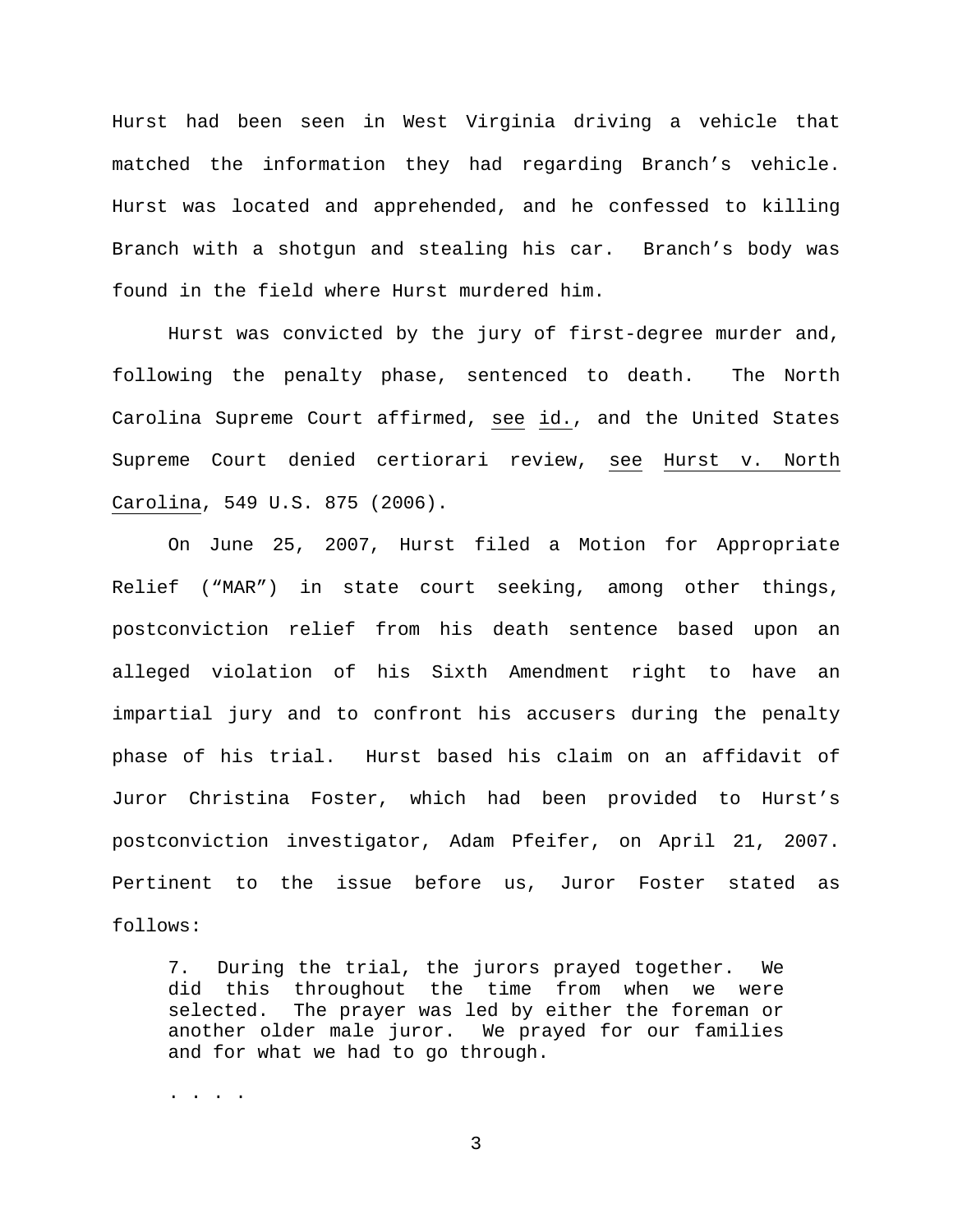Hurst had been seen in West Virginia driving a vehicle that matched the information they had regarding Branch's vehicle. Hurst was located and apprehended, and he confessed to killing Branch with a shotgun and stealing his car. Branch's body was found in the field where Hurst murdered him.

Hurst was convicted by the jury of first-degree murder and, following the penalty phase, sentenced to death. The North Carolina Supreme Court affirmed, see id., and the United States Supreme Court denied certiorari review, see Hurst v. North Carolina, 549 U.S. 875 (2006).

On June 25, 2007, Hurst filed a Motion for Appropriate Relief ("MAR") in state court seeking, among other things, postconviction relief from his death sentence based upon an alleged violation of his Sixth Amendment right to have an impartial jury and to confront his accusers during the penalty phase of his trial. Hurst based his claim on an affidavit of Juror Christina Foster, which had been provided to Hurst's postconviction investigator, Adam Pfeifer, on April 21, 2007. Pertinent to the issue before us, Juror Foster stated as follows:

> 7. During the trial, the jurors prayed together. We did this throughout the time from when we were selected. The prayer was led by either the foreman or another older male juror. We prayed for our families and for what we had to go through.
>
> . . . .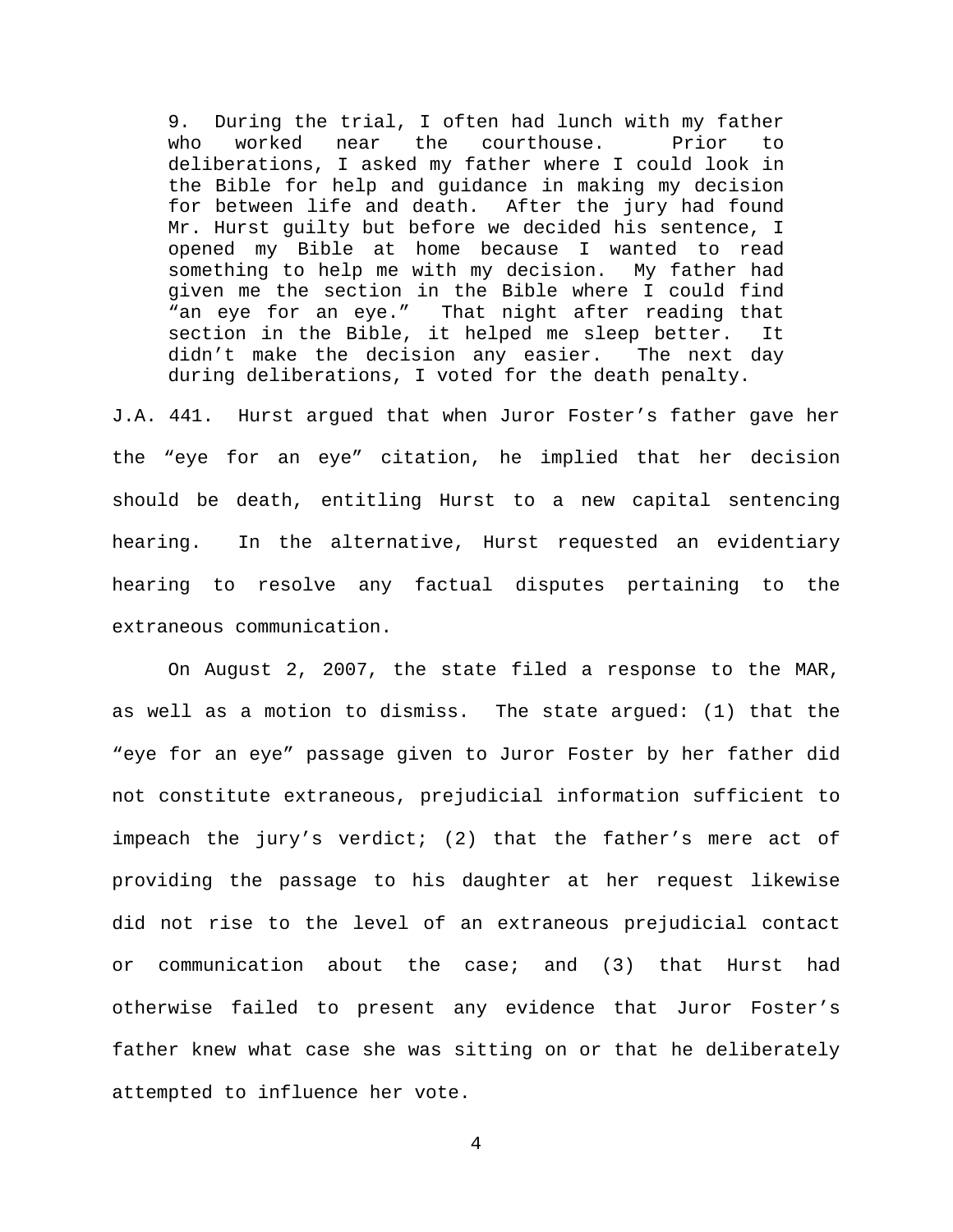> 9. During the trial, I often had lunch with my father who worked near the courthouse. Prior to deliberations, I asked my father where I could look in the Bible for help and guidance in making my decision for between life and death. After the jury had found Mr. Hurst guilty but before we decided his sentence, I opened my Bible at home because I wanted to read something to help me with my decision. My father had given me the section in the Bible where I could find "an eye for an eye." That night after reading that section in the Bible, it helped me sleep better. It didn't make the decision any easier. The next day during deliberations, I voted for the death penalty.

J.A. 441. Hurst argued that when Juror Foster's father gave her the "eye for an eye" citation, he implied that her decision should be death, entitling Hurst to a new capital sentencing hearing. In the alternative, Hurst requested an evidentiary hearing to resolve any factual disputes pertaining to the extraneous communication.

On August 2, 2007, the state filed a response to the MAR, as well as a motion to dismiss. The state argued: (1) that the "eye for an eye" passage given to Juror Foster by her father did not constitute extraneous, prejudicial information sufficient to impeach the jury's verdict; (2) that the father's mere act of providing the passage to his daughter at her request likewise did not rise to the level of an extraneous prejudicial contact or communication about the case; and (3) that Hurst had otherwise failed to present any evidence that Juror Foster's father knew what case she was sitting on or that he deliberately attempted to influence her vote.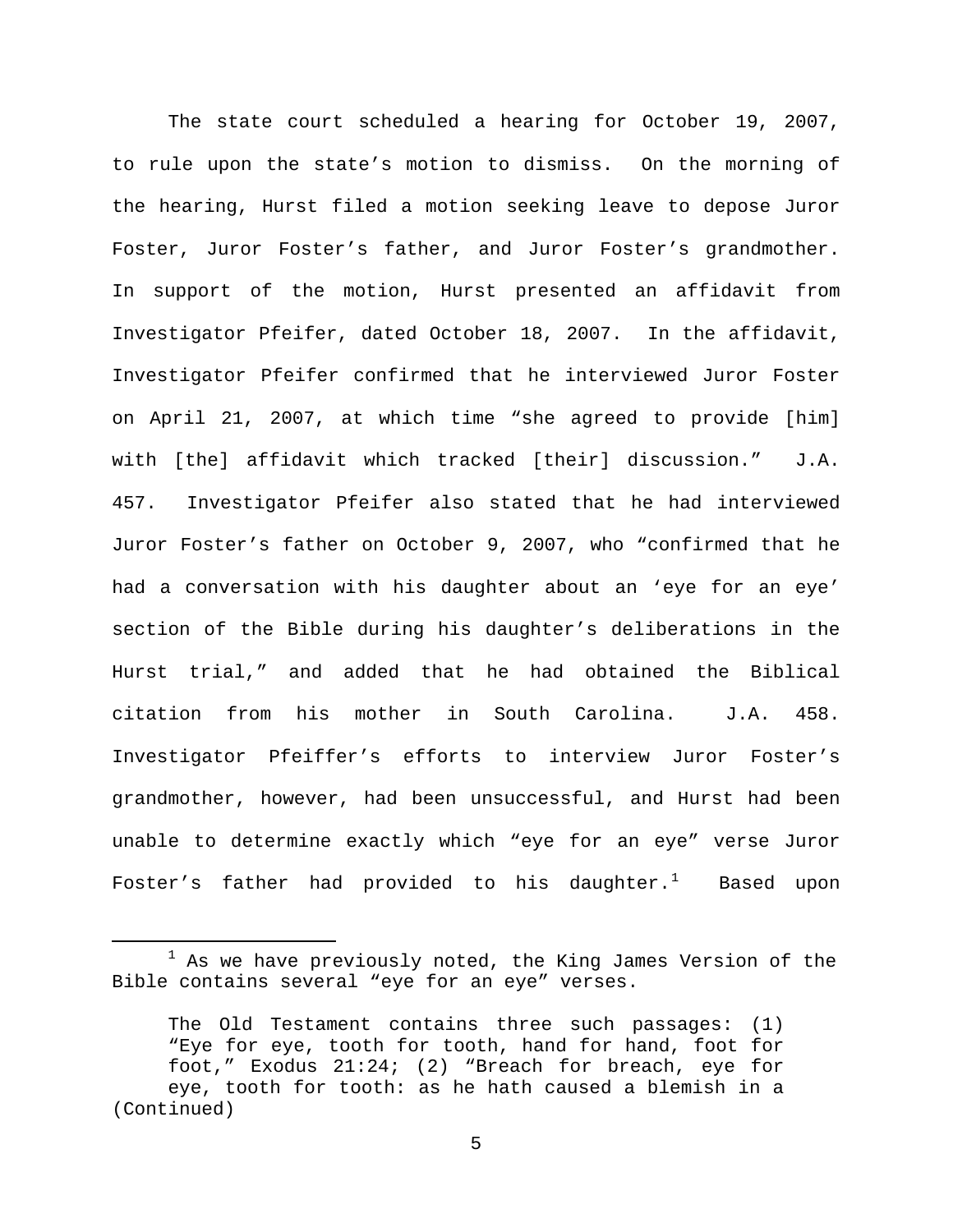The state court scheduled a hearing for October 19, 2007, to rule upon the state's motion to dismiss. On the morning of the hearing, Hurst filed a motion seeking leave to depose Juror Foster, Juror Foster's father, and Juror Foster's grandmother. In support of the motion, Hurst presented an affidavit from Investigator Pfeifer, dated October 18, 2007. In the affidavit, Investigator Pfeifer confirmed that he interviewed Juror Foster on April 21, 2007, at which time "she agreed to provide [him] with [the] affidavit which tracked [their] discussion." J.A. 457. Investigator Pfeifer also stated that he had interviewed Juror Foster's father on October 9, 2007, who "confirmed that he had a conversation with his daughter about an 'eye for an eye' section of the Bible during his daughter's deliberations in the Hurst trial," and added that he had obtained the Biblical citation from his mother in South Carolina. J.A. 458. Investigator Pfeiffer's efforts to interview Juror Foster's grandmother, however, had been unsuccessful, and Hurst had been unable to determine exactly which "eye for an eye" verse Juror Foster's father had provided to his daughter.[1] Based upon

---

[1] As we have previously noted, the King James Version of the Bible contains several "eye for an eye" verses.

> The Old Testament contains three such passages: (1) "Eye for eye, tooth for tooth, hand for hand, foot for foot," Exodus 21:24; (2) "Breach for breach, eye for eye, tooth for tooth: as he hath caused a blemish in a

(Continued)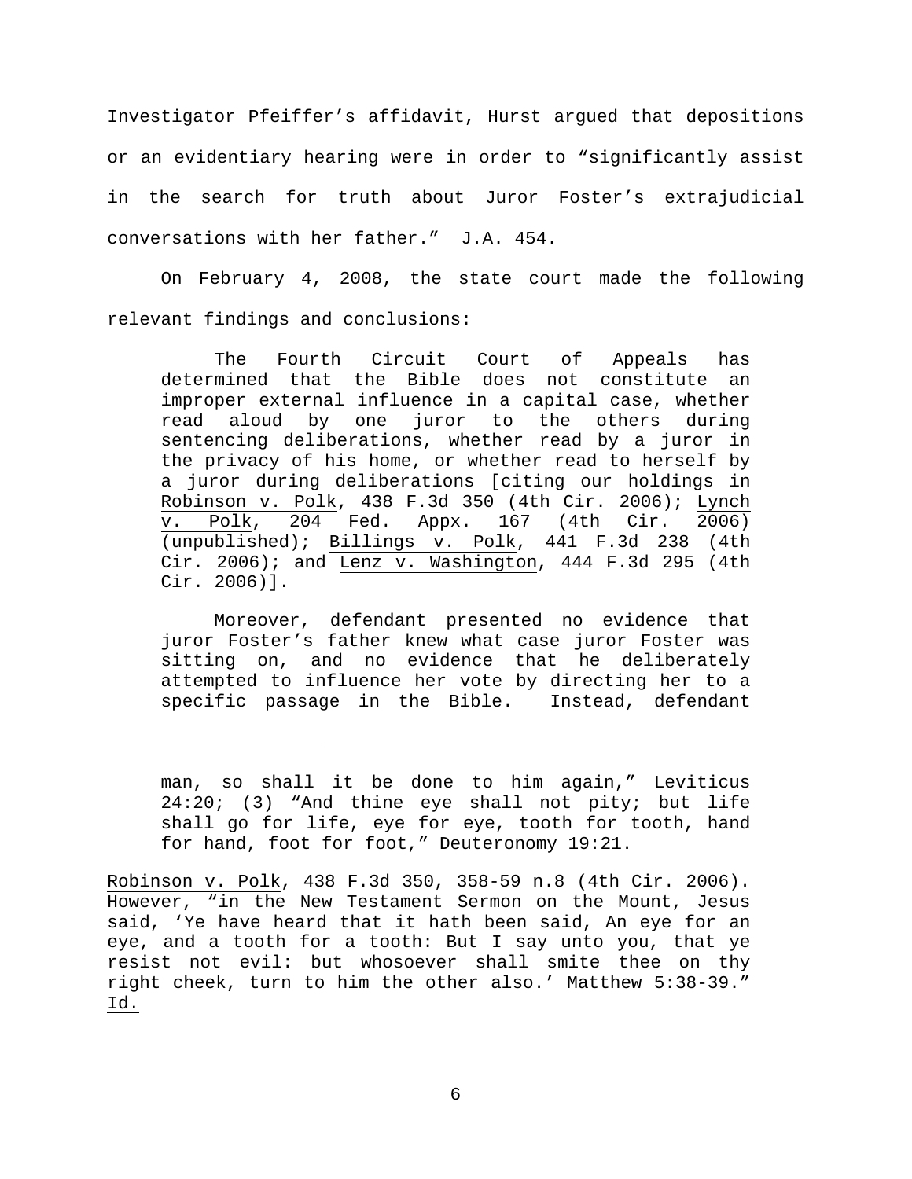Investigator Pfeiffer's affidavit, Hurst argued that depositions or an evidentiary hearing were in order to "significantly assist in the search for truth about Juror Foster's extrajudicial conversations with her father." J.A. 454.

On February 4, 2008, the state court made the following relevant findings and conclusions:

> The Fourth Circuit Court of Appeals has determined that the Bible does not constitute an improper external influence in a capital case, whether read aloud by one juror to the others during sentencing deliberations, whether read by a juror in the privacy of his home, or whether read to herself by a juror during deliberations [citing our holdings in Robinson v. Polk, 438 F.3d 350 (4th Cir. 2006); Lynch v. Polk, 204 Fed. Appx. 167 (4th Cir. 2006) (unpublished); Billings v. Polk, 441 F.3d 238 (4th Cir. 2006); and Lenz v. Washington, 444 F.3d 295 (4th Cir. 2006)].
>
> Moreover, defendant presented no evidence that juror Foster's father knew what case juror Foster was sitting on, and no evidence that he deliberately attempted to influence her vote by directing her to a specific passage in the Bible. Instead, defendant

---

> man, so shall it be done to him again," Leviticus 24:20; (3) "And thine eye shall not pity; but life shall go for life, eye for eye, tooth for tooth, hand for hand, foot for foot," Deuteronomy 19:21.

Robinson v. Polk, 438 F.3d 350, 358-59 n.8 (4th Cir. 2006). However, "in the New Testament Sermon on the Mount, Jesus said, 'Ye have heard that it hath been said, An eye for an eye, and a tooth for a tooth: But I say unto you, that ye resist not evil: but whosoever shall smite thee on thy right cheek, turn to him the other also.' Matthew 5:38-39." Id.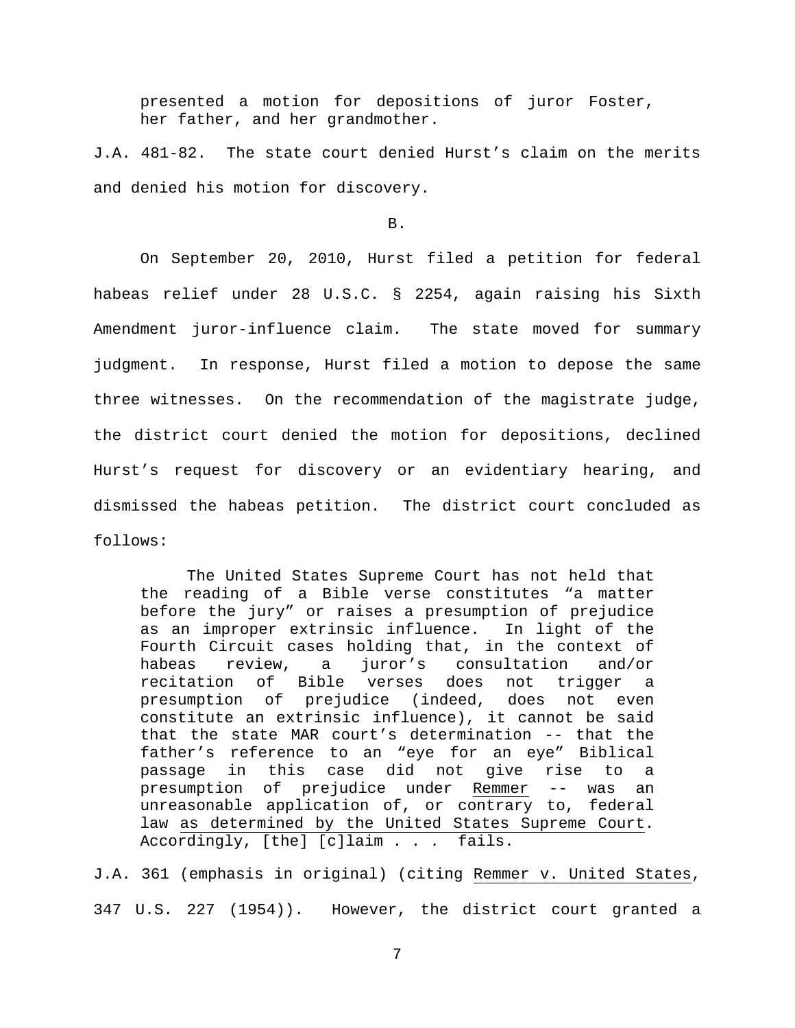> presented a motion for depositions of juror Foster, her father, and her grandmother.

J.A. 481-82. The state court denied Hurst's claim on the merits and denied his motion for discovery.

B.

On September 20, 2010, Hurst filed a petition for federal habeas relief under 28 U.S.C. § 2254, again raising his Sixth Amendment juror-influence claim. The state moved for summary judgment. In response, Hurst filed a motion to depose the same three witnesses. On the recommendation of the magistrate judge, the district court denied the motion for depositions, declined Hurst's request for discovery or an evidentiary hearing, and dismissed the habeas petition. The district court concluded as follows:

> The United States Supreme Court has not held that the reading of a Bible verse constitutes "a matter before the jury" or raises a presumption of prejudice as an improper extrinsic influence. In light of the Fourth Circuit cases holding that, in the context of habeas review, a juror's consultation and/or recitation of Bible verses does not trigger a presumption of prejudice (indeed, does not even constitute an extrinsic influence), it cannot be said that the state MAR court's determination -- that the father's reference to an "eye for an eye" Biblical passage in this case did not give rise to a presumption of prejudice under <u>Remmer</u> -- was an unreasonable application of, or contrary to, federal law <u>as determined by the United States Supreme Court</u>. Accordingly, [the] [c]laim . . . fails.

J.A. 361 (emphasis in original) (citing <u>Remmer v. United States</u>, 347 U.S. 227 (1954)). However, the district court granted a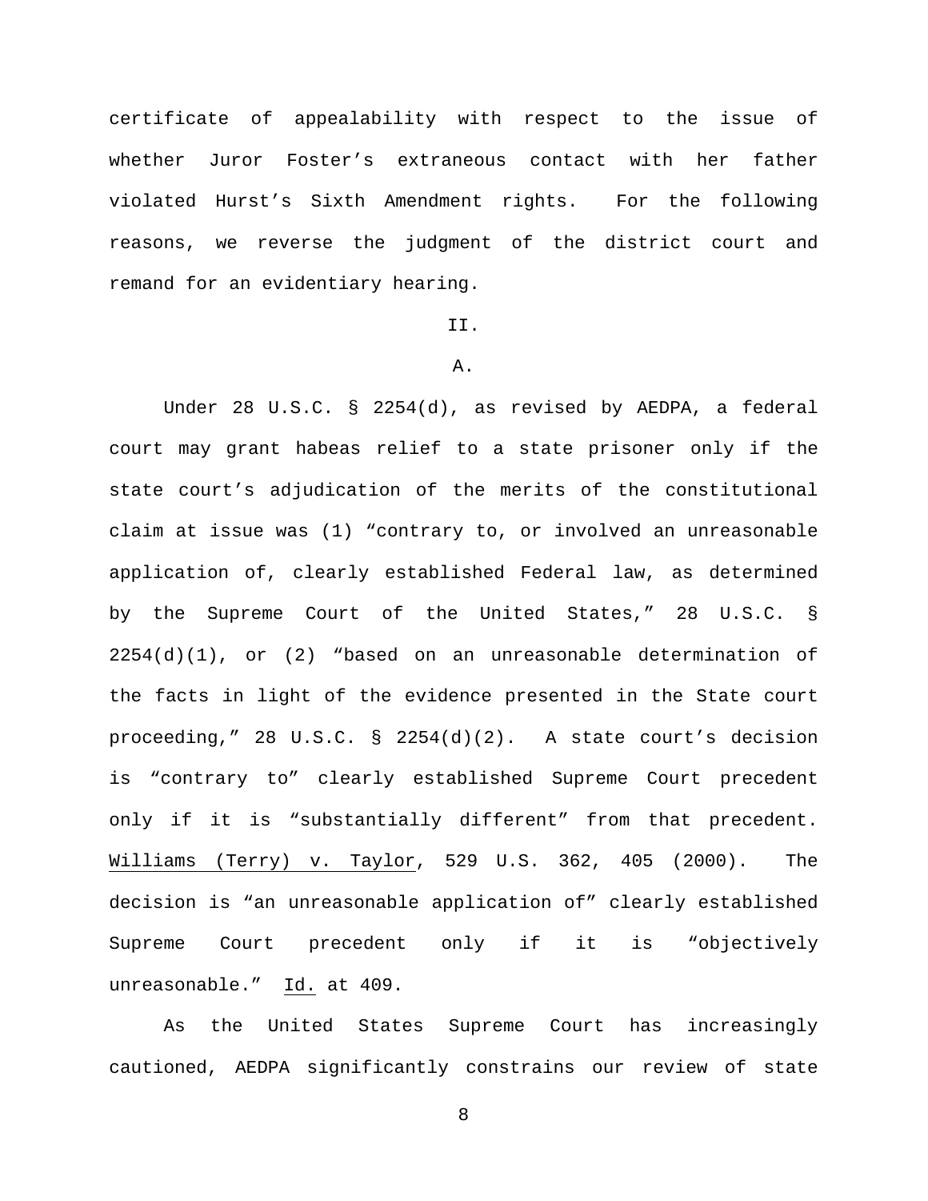certificate of appealability with respect to the issue of whether Juror Foster's extraneous contact with her father violated Hurst's Sixth Amendment rights. For the following reasons, we reverse the judgment of the district court and remand for an evidentiary hearing.

## II.

### A.

Under 28 U.S.C. § 2254(d), as revised by AEDPA, a federal court may grant habeas relief to a state prisoner only if the state court's adjudication of the merits of the constitutional claim at issue was (1) "contrary to, or involved an unreasonable application of, clearly established Federal law, as determined by the Supreme Court of the United States," 28 U.S.C. § 2254(d)(1), or (2) "based on an unreasonable determination of the facts in light of the evidence presented in the State court proceeding," 28 U.S.C. § 2254(d)(2). A state court's decision is "contrary to" clearly established Supreme Court precedent only if it is "substantially different" from that precedent. Williams (Terry) v. Taylor, 529 U.S. 362, 405 (2000). The decision is "an unreasonable application of" clearly established Supreme Court precedent only if it is "objectively unreasonable." Id. at 409.

As the United States Supreme Court has increasingly cautioned, AEDPA significantly constrains our review of state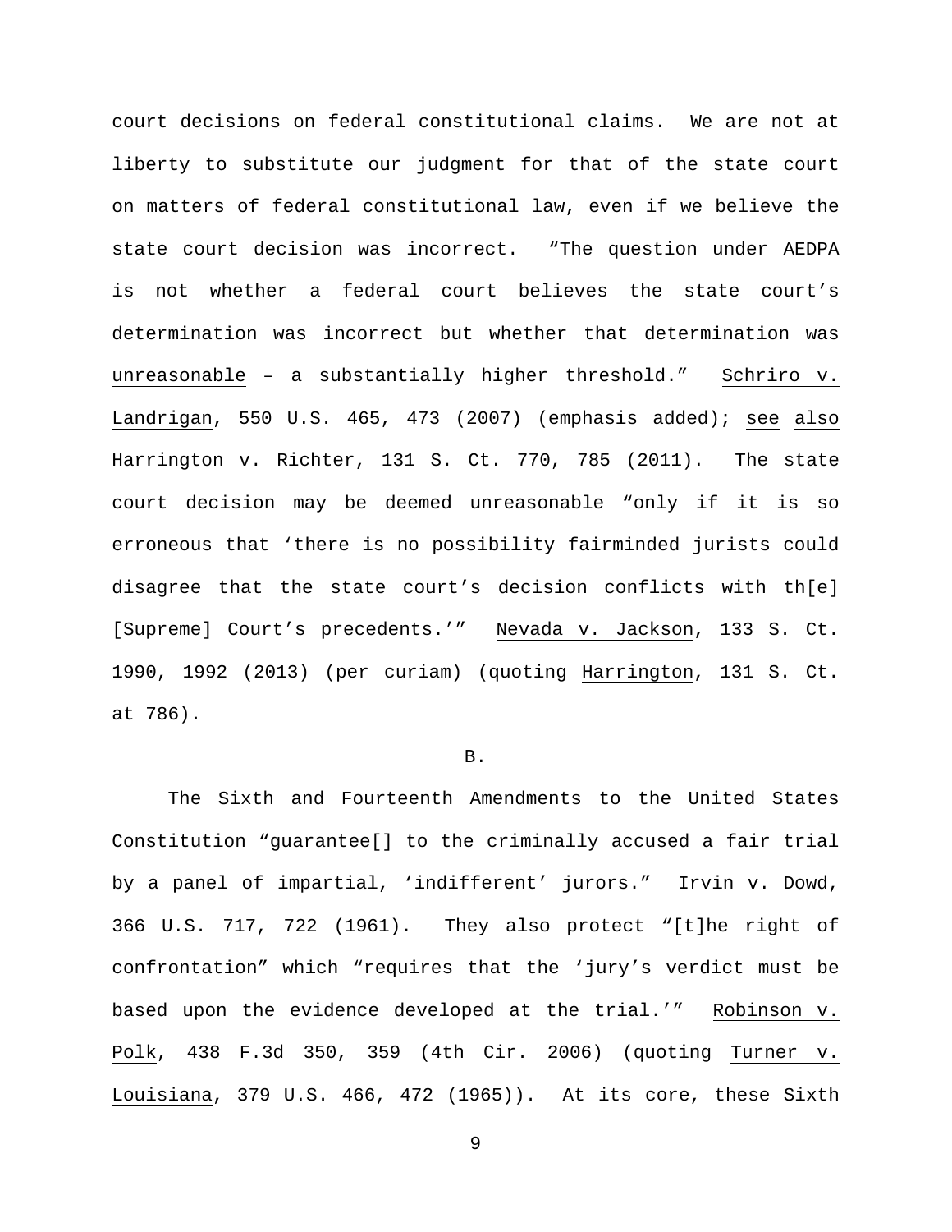court decisions on federal constitutional claims. We are not at liberty to substitute our judgment for that of the state court on matters of federal constitutional law, even if we believe the state court decision was incorrect. "The question under AEDPA is not whether a federal court believes the state court's determination was incorrect but whether that determination was _unreasonable_ – a substantially higher threshold." _Schriro v. Landrigan_, 550 U.S. 465, 473 (2007) (emphasis added); _see also_ _Harrington v. Richter_, 131 S. Ct. 770, 785 (2011). The state court decision may be deemed unreasonable "only if it is so erroneous that 'there is no possibility fairminded jurists could disagree that the state court's decision conflicts with th[e] [Supreme] Court's precedents.'" _Nevada v. Jackson_, 133 S. Ct. 1990, 1992 (2013) (per curiam) (quoting _Harrington_, 131 S. Ct. at 786).

B.

The Sixth and Fourteenth Amendments to the United States Constitution "guarantee[] to the criminally accused a fair trial by a panel of impartial, 'indifferent' jurors." _Irvin v. Dowd_, 366 U.S. 717, 722 (1961). They also protect "[t]he right of confrontation" which "requires that the 'jury's verdict must be based upon the evidence developed at the trial.'" _Robinson v. Polk_, 438 F.3d 350, 359 (4th Cir. 2006) (quoting _Turner v. Louisiana_, 379 U.S. 466, 472 (1965)). At its core, these Sixth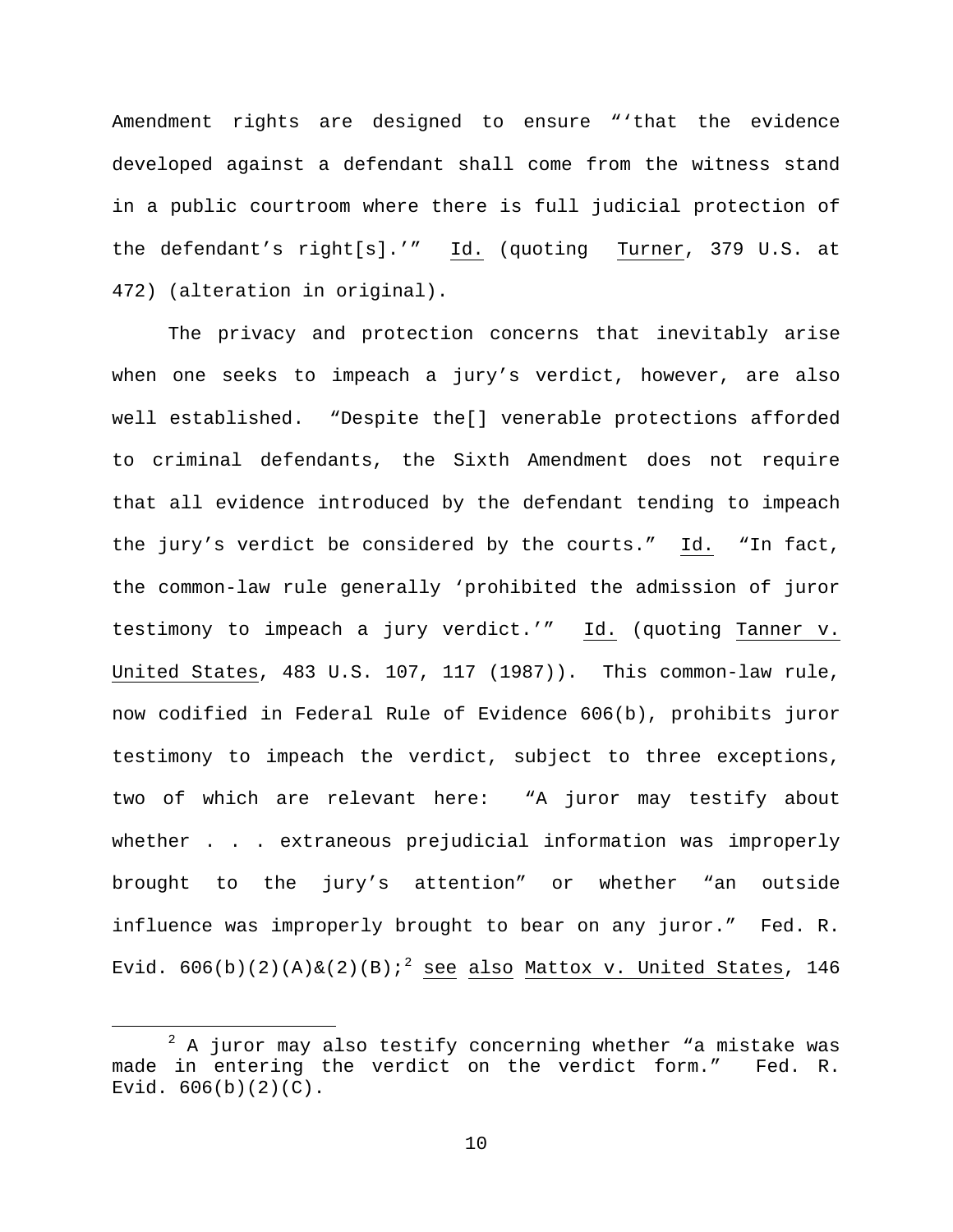Amendment rights are designed to ensure "'that the evidence developed against a defendant shall come from the witness stand in a public courtroom where there is full judicial protection of the defendant's right[s].'" Id. (quoting Turner, 379 U.S. at 472) (alteration in original).

The privacy and protection concerns that inevitably arise when one seeks to impeach a jury's verdict, however, are also well established. "Despite the[] venerable protections afforded to criminal defendants, the Sixth Amendment does not require that all evidence introduced by the defendant tending to impeach the jury's verdict be considered by the courts." Id. "In fact, the common-law rule generally 'prohibited the admission of juror testimony to impeach a jury verdict.'" Id. (quoting Tanner v. United States, 483 U.S. 107, 117 (1987)). This common-law rule, now codified in Federal Rule of Evidence 606(b), prohibits juror testimony to impeach the verdict, subject to three exceptions, two of which are relevant here: "A juror may testify about whether . . . extraneous prejudicial information was improperly brought to the jury's attention" or whether "an outside influence was improperly brought to bear on any juror." Fed. R. Evid. 606(b)(2)(A)&(2)(B);[2] see also Mattox v. United States, 146

---

[2] A juror may also testify concerning whether "a mistake was made in entering the verdict on the verdict form." Fed. R. Evid. 606(b)(2)(C).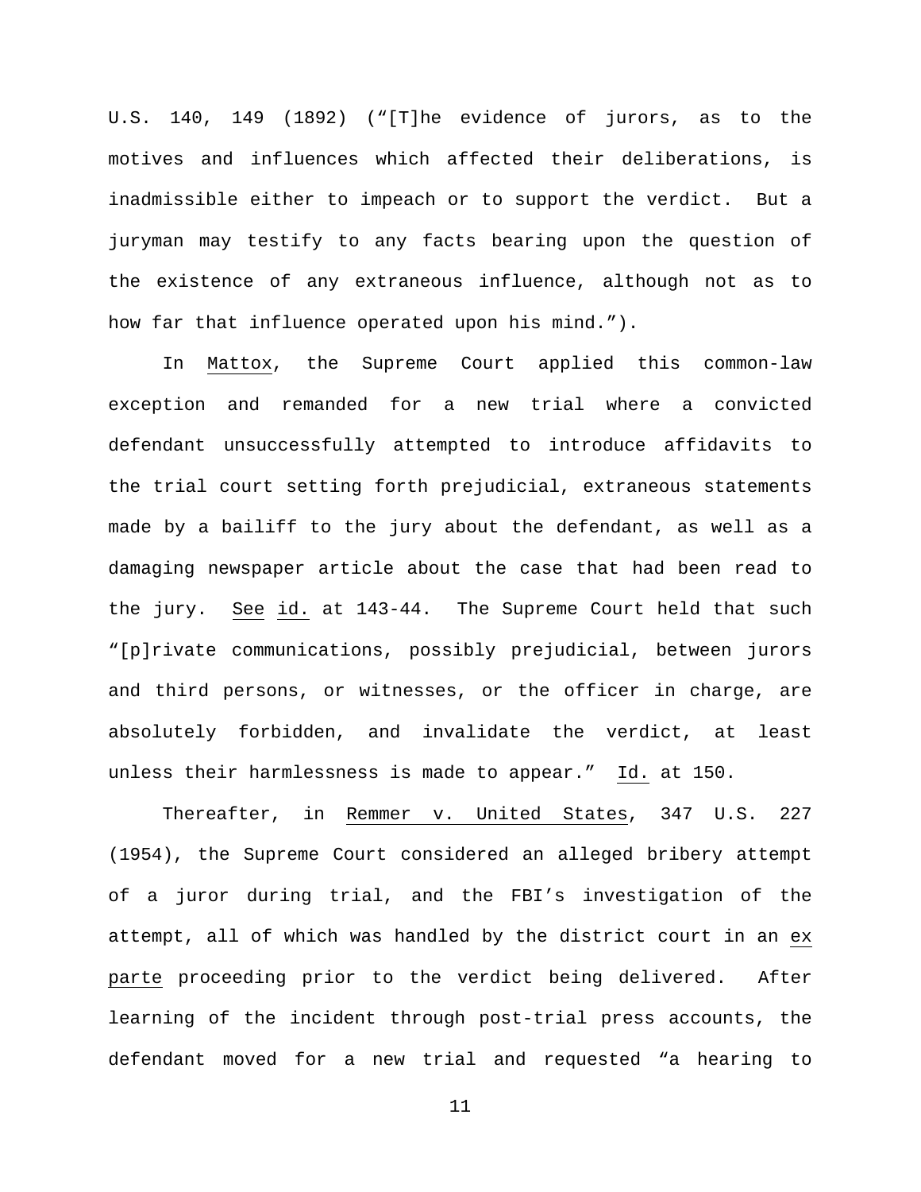U.S. 140, 149 (1892) ("[T]he evidence of jurors, as to the motives and influences which affected their deliberations, is inadmissible either to impeach or to support the verdict. But a juryman may testify to any facts bearing upon the question of the existence of any extraneous influence, although not as to how far that influence operated upon his mind.").

In Mattox, the Supreme Court applied this common-law exception and remanded for a new trial where a convicted defendant unsuccessfully attempted to introduce affidavits to the trial court setting forth prejudicial, extraneous statements made by a bailiff to the jury about the defendant, as well as a damaging newspaper article about the case that had been read to the jury. See id. at 143-44. The Supreme Court held that such "[p]rivate communications, possibly prejudicial, between jurors and third persons, or witnesses, or the officer in charge, are absolutely forbidden, and invalidate the verdict, at least unless their harmlessness is made to appear." Id. at 150.

Thereafter, in Remmer v. United States, 347 U.S. 227 (1954), the Supreme Court considered an alleged bribery attempt of a juror during trial, and the FBI's investigation of the attempt, all of which was handled by the district court in an ex parte proceeding prior to the verdict being delivered. After learning of the incident through post-trial press accounts, the defendant moved for a new trial and requested "a hearing to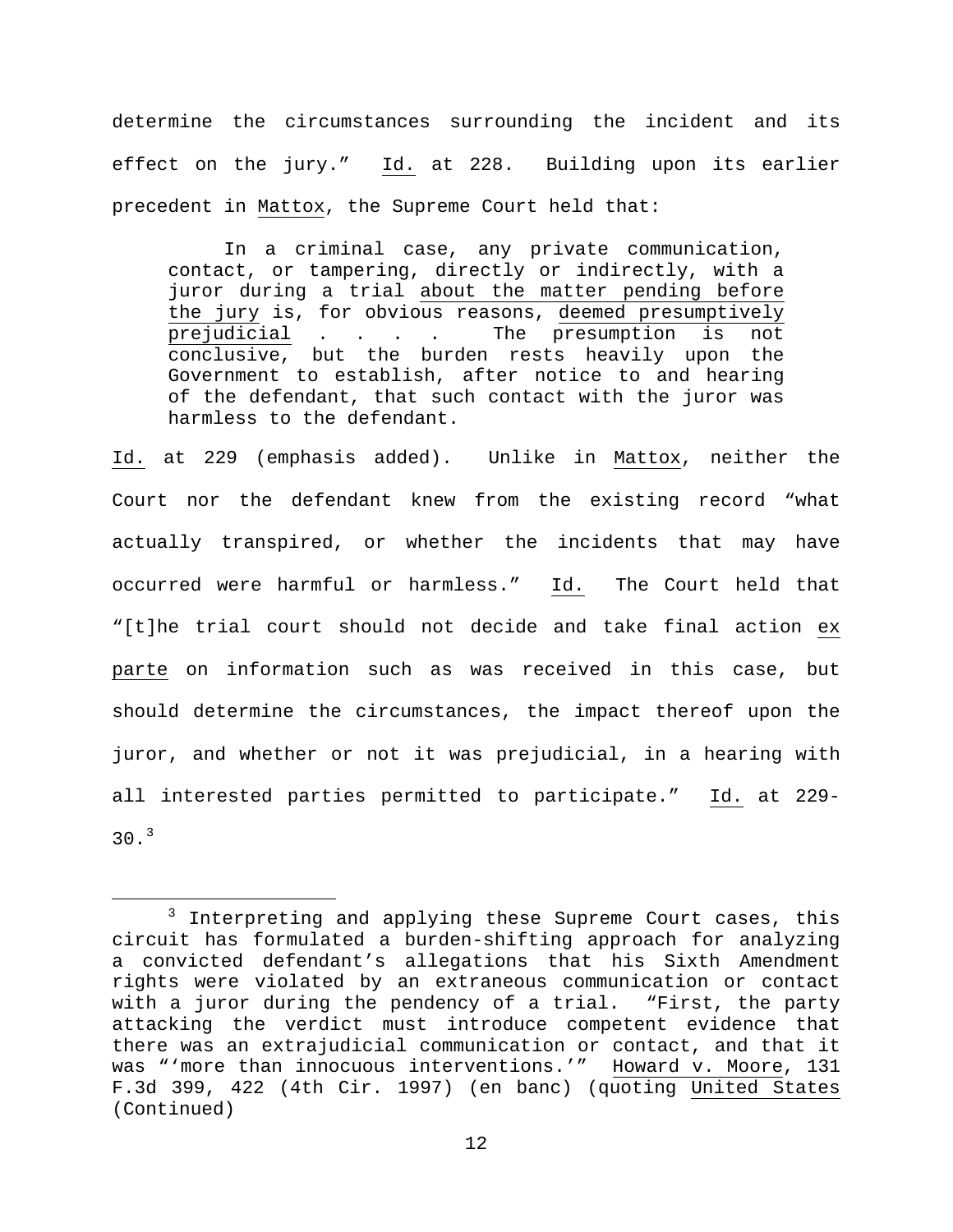determine the circumstances surrounding the incident and its effect on the jury." Id. at 228. Building upon its earlier precedent in Mattox, the Supreme Court held that:

> In a criminal case, any private communication, contact, or tampering, directly or indirectly, with a juror during a trial about the matter pending before the jury is, for obvious reasons, deemed presumptively prejudicial . . . . The presumption is not conclusive, but the burden rests heavily upon the Government to establish, after notice to and hearing of the defendant, that such contact with the juror was harmless to the defendant.

Id. at 229 (emphasis added). Unlike in Mattox, neither the Court nor the defendant knew from the existing record "what actually transpired, or whether the incidents that may have occurred were harmful or harmless." Id. The Court held that "[t]he trial court should not decide and take final action ex parte on information such as was received in this case, but should determine the circumstances, the impact thereof upon the juror, and whether or not it was prejudicial, in a hearing with all interested parties permitted to participate." Id. at 229-30.[3]

---

[3] Interpreting and applying these Supreme Court cases, this circuit has formulated a burden-shifting approach for analyzing a convicted defendant's allegations that his Sixth Amendment rights were violated by an extraneous communication or contact with a juror during the pendency of a trial. "First, the party attacking the verdict must introduce competent evidence that there was an extrajudicial communication or contact, and that it was "'more than innocuous interventions.'" Howard v. Moore, 131 F.3d 399, 422 (4th Cir. 1997) (en banc) (quoting United States (Continued)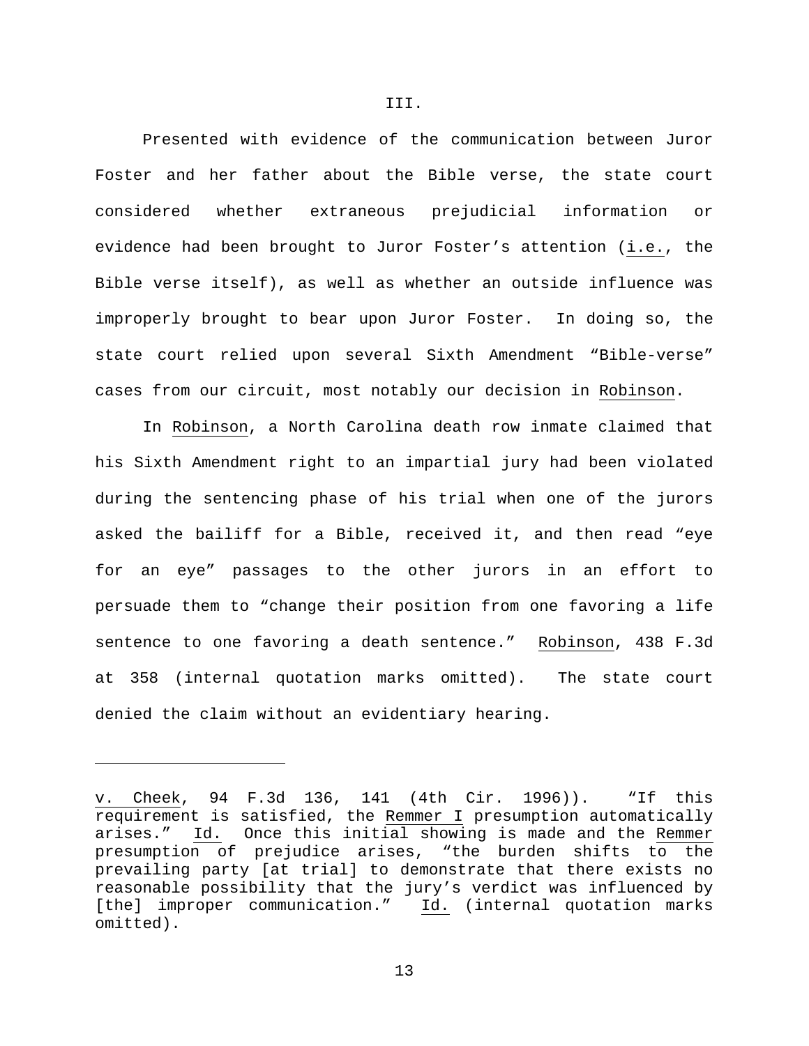III.

Presented with evidence of the communication between Juror Foster and her father about the Bible verse, the state court considered whether extraneous prejudicial information or evidence had been brought to Juror Foster's attention (i.e., the Bible verse itself), as well as whether an outside influence was improperly brought to bear upon Juror Foster. In doing so, the state court relied upon several Sixth Amendment "Bible-verse" cases from our circuit, most notably our decision in Robinson.

In Robinson, a North Carolina death row inmate claimed that his Sixth Amendment right to an impartial jury had been violated during the sentencing phase of his trial when one of the jurors asked the bailiff for a Bible, received it, and then read "eye for an eye" passages to the other jurors in an effort to persuade them to "change their position from one favoring a life sentence to one favoring a death sentence." Robinson, 438 F.3d at 358 (internal quotation marks omitted). The state court denied the claim without an evidentiary hearing.

---

v. Cheek, 94 F.3d 136, 141 (4th Cir. 1996)). "If this requirement is satisfied, the Remmer I presumption automatically arises." Id. Once this initial showing is made and the Remmer presumption of prejudice arises, "the burden shifts to the prevailing party [at trial] to demonstrate that there exists no reasonable possibility that the jury's verdict was influenced by [the] improper communication." Id. (internal quotation marks omitted).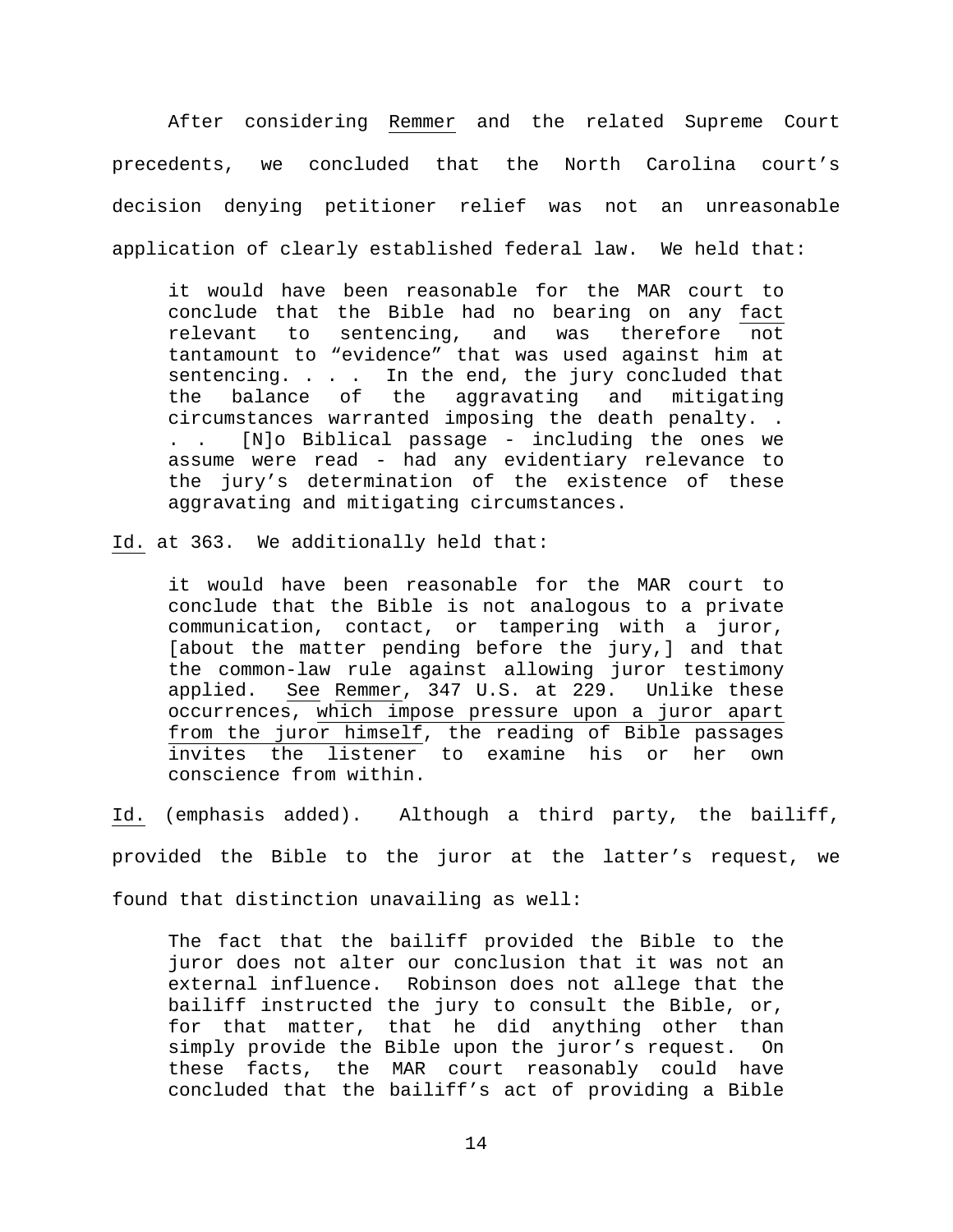After considering Remmer and the related Supreme Court precedents, we concluded that the North Carolina court's decision denying petitioner relief was not an unreasonable application of clearly established federal law. We held that:

> it would have been reasonable for the MAR court to conclude that the Bible had no bearing on any fact relevant to sentencing, and was therefore not tantamount to "evidence" that was used against him at sentencing. . . . In the end, the jury concluded that the balance of the aggravating and mitigating circumstances warranted imposing the death penalty. . . . [N]o Biblical passage - including the ones we assume were read - had any evidentiary relevance to the jury's determination of the existence of these aggravating and mitigating circumstances.

Id. at 363. We additionally held that:

> it would have been reasonable for the MAR court to conclude that the Bible is not analogous to a private communication, contact, or tampering with a juror, [about the matter pending before the jury,] and that the common-law rule against allowing juror testimony applied. See Remmer, 347 U.S. at 229. Unlike these occurrences, which impose pressure upon a juror apart from the juror himself, the reading of Bible passages invites the listener to examine his or her own conscience from within.

Id. (emphasis added). Although a third party, the bailiff, provided the Bible to the juror at the latter's request, we found that distinction unavailing as well:

> The fact that the bailiff provided the Bible to the juror does not alter our conclusion that it was not an external influence. Robinson does not allege that the bailiff instructed the jury to consult the Bible, or, for that matter, that he did anything other than simply provide the Bible upon the juror's request. On these facts, the MAR court reasonably could have concluded that the bailiff's act of providing a Bible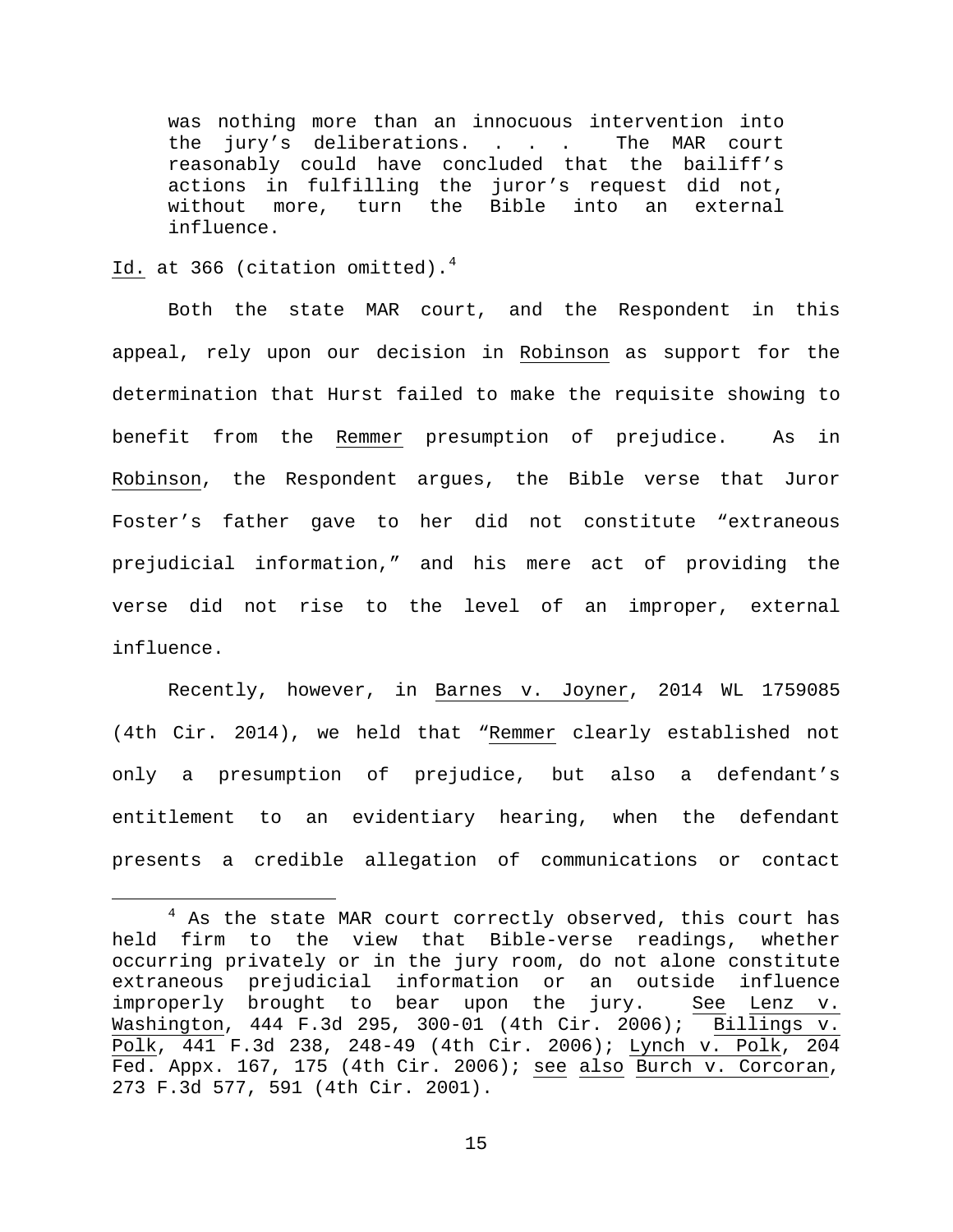> was nothing more than an innocuous intervention into the jury's deliberations. . . . The MAR court reasonably could have concluded that the bailiff's actions in fulfilling the juror's request did not, without more, turn the Bible into an external influence.

Id. at 366 (citation omitted).[4]

Both the state MAR court, and the Respondent in this appeal, rely upon our decision in Robinson as support for the determination that Hurst failed to make the requisite showing to benefit from the Remmer presumption of prejudice. As in Robinson, the Respondent argues, the Bible verse that Juror Foster's father gave to her did not constitute "extraneous prejudicial information," and his mere act of providing the verse did not rise to the level of an improper, external influence.

Recently, however, in Barnes v. Joyner, 2014 WL 1759085 (4th Cir. 2014), we held that "Remmer clearly established not only a presumption of prejudice, but also a defendant's entitlement to an evidentiary hearing, when the defendant presents a credible allegation of communications or contact

---

[4] As the state MAR court correctly observed, this court has held firm to the view that Bible-verse readings, whether occurring privately or in the jury room, do not alone constitute extraneous prejudicial information or an outside influence improperly brought to bear upon the jury. See Lenz v. Washington, 444 F.3d 295, 300-01 (4th Cir. 2006); Billings v. Polk, 441 F.3d 238, 248-49 (4th Cir. 2006); Lynch v. Polk, 204 Fed. Appx. 167, 175 (4th Cir. 2006); see also Burch v. Corcoran, 273 F.3d 577, 591 (4th Cir. 2001).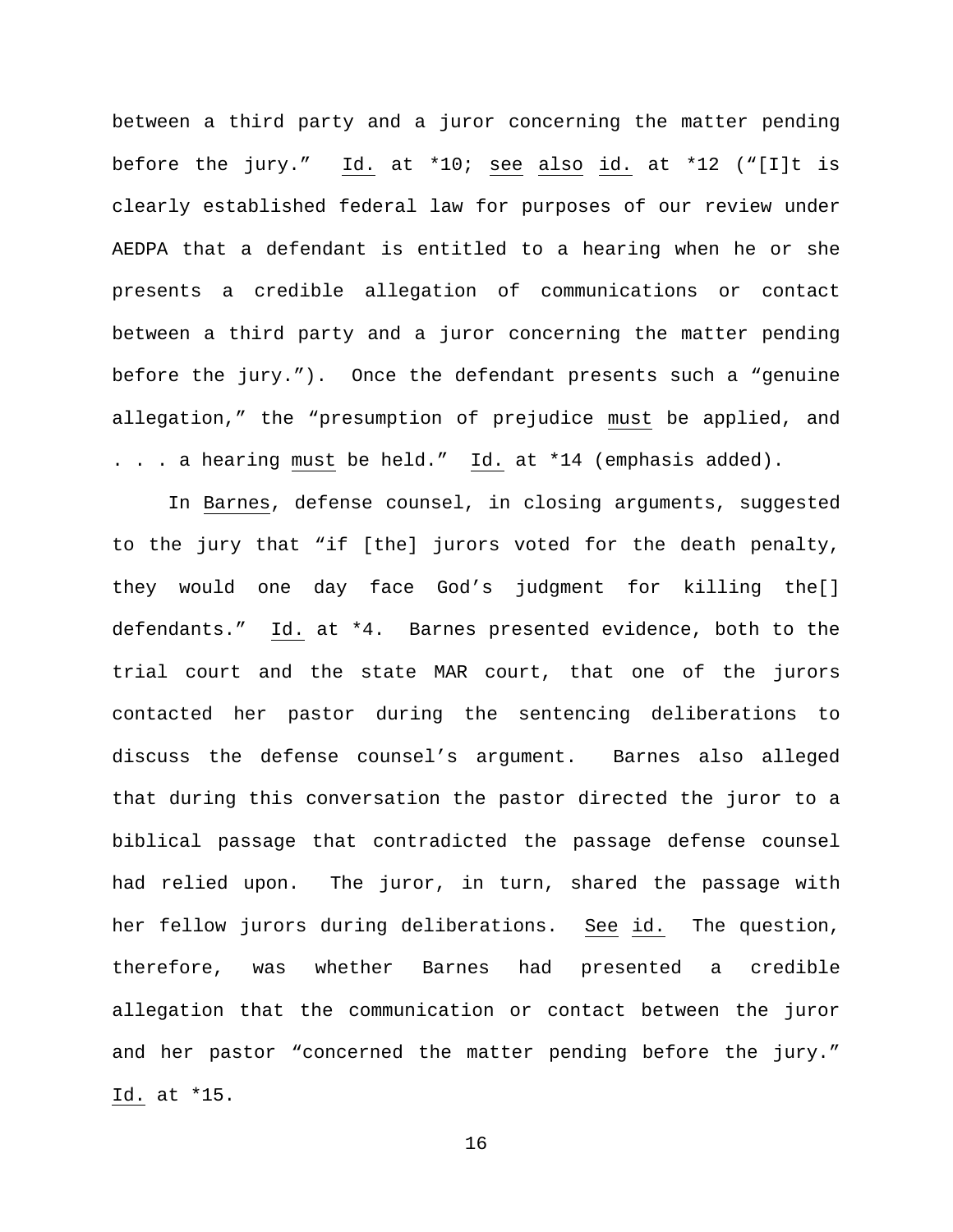between a third party and a juror concerning the matter pending before the jury." Id. at *10; see also id. at *12 ("[I]t is clearly established federal law for purposes of our review under AEDPA that a defendant is entitled to a hearing when he or she presents a credible allegation of communications or contact between a third party and a juror concerning the matter pending before the jury."). Once the defendant presents such a "genuine allegation," the "presumption of prejudice must be applied, and . . . a hearing must be held." Id. at *14 (emphasis added).

In Barnes, defense counsel, in closing arguments, suggested to the jury that "if [the] jurors voted for the death penalty, they would one day face God's judgment for killing the[] defendants." Id. at *4. Barnes presented evidence, both to the trial court and the state MAR court, that one of the jurors contacted her pastor during the sentencing deliberations to discuss the defense counsel's argument. Barnes also alleged that during this conversation the pastor directed the juror to a biblical passage that contradicted the passage defense counsel had relied upon. The juror, in turn, shared the passage with her fellow jurors during deliberations. See id. The question, therefore, was whether Barnes had presented a credible allegation that the communication or contact between the juror and her pastor "concerned the matter pending before the jury." Id. at *15.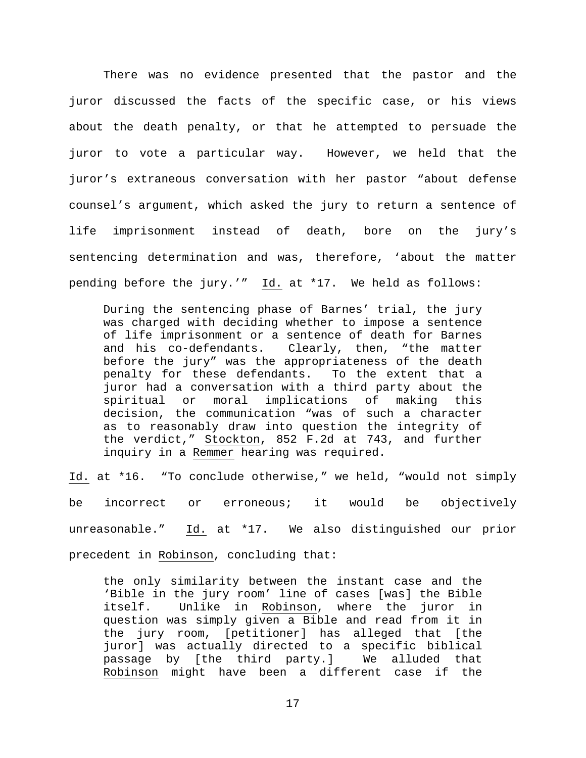There was no evidence presented that the pastor and the juror discussed the facts of the specific case, or his views about the death penalty, or that he attempted to persuade the juror to vote a particular way. However, we held that the juror's extraneous conversation with her pastor "about defense counsel's argument, which asked the jury to return a sentence of life imprisonment instead of death, bore on the jury's sentencing determination and was, therefore, 'about the matter pending before the jury.'" Id. at *17. We held as follows:

> During the sentencing phase of Barnes' trial, the jury was charged with deciding whether to impose a sentence of life imprisonment or a sentence of death for Barnes and his co-defendants. Clearly, then, "the matter before the jury" was the appropriateness of the death penalty for these defendants. To the extent that a juror had a conversation with a third party about the spiritual or moral implications of making this decision, the communication "was of such a character as to reasonably draw into question the integrity of the verdict," Stockton, 852 F.2d at 743, and further inquiry in a Remmer hearing was required.

Id. at *16. "To conclude otherwise," we held, "would not simply be incorrect or erroneous; it would be objectively unreasonable." Id. at *17. We also distinguished our prior precedent in Robinson, concluding that:

> the only similarity between the instant case and the 'Bible in the jury room' line of cases [was] the Bible itself. Unlike in Robinson, where the juror in question was simply given a Bible and read from it in the jury room, [petitioner] has alleged that [the juror] was actually directed to a specific biblical passage by [the third party.] We alluded that Robinson might have been a different case if the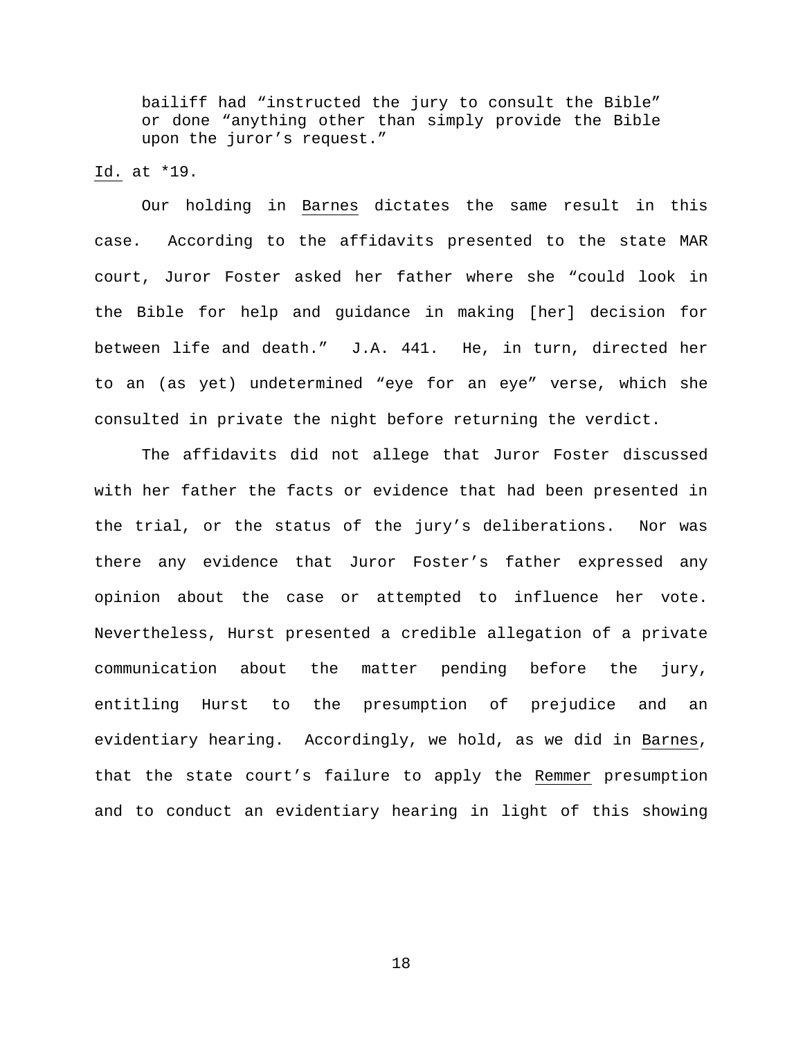> bailiff had "instructed the jury to consult the Bible" or done "anything other than simply provide the Bible upon the juror's request."

Id. at *19.

Our holding in Barnes dictates the same result in this case. According to the affidavits presented to the state MAR court, Juror Foster asked her father where she "could look in the Bible for help and guidance in making [her] decision for between life and death." J.A. 441. He, in turn, directed her to an (as yet) undetermined "eye for an eye" verse, which she consulted in private the night before returning the verdict.

The affidavits did not allege that Juror Foster discussed with her father the facts or evidence that had been presented in the trial, or the status of the jury's deliberations. Nor was there any evidence that Juror Foster's father expressed any opinion about the case or attempted to influence her vote. Nevertheless, Hurst presented a credible allegation of a private communication about the matter pending before the jury, entitling Hurst to the presumption of prejudice and an evidentiary hearing. Accordingly, we hold, as we did in Barnes, that the state court's failure to apply the Remmer presumption and to conduct an evidentiary hearing in light of this showing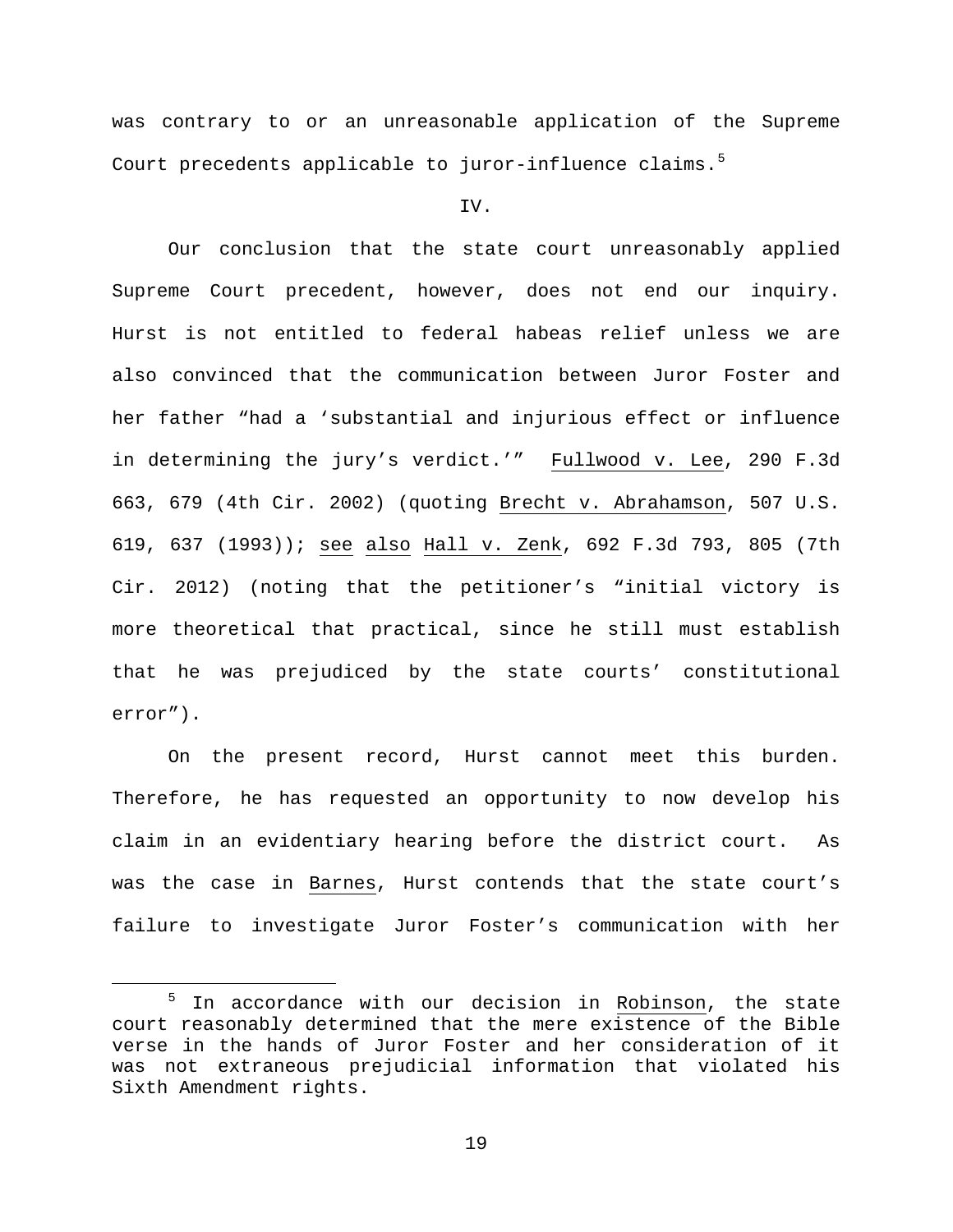was contrary to or an unreasonable application of the Supreme Court precedents applicable to juror-influence claims.[5]

IV.

Our conclusion that the state court unreasonably applied Supreme Court precedent, however, does not end our inquiry. Hurst is not entitled to federal habeas relief unless we are also convinced that the communication between Juror Foster and her father "had a 'substantial and injurious effect or influence in determining the jury's verdict.'" Fullwood v. Lee, 290 F.3d 663, 679 (4th Cir. 2002) (quoting Brecht v. Abrahamson, 507 U.S. 619, 637 (1993)); see also Hall v. Zenk, 692 F.3d 793, 805 (7th Cir. 2012) (noting that the petitioner's "initial victory is more theoretical that practical, since he still must establish that he was prejudiced by the state courts' constitutional error").

On the present record, Hurst cannot meet this burden. Therefore, he has requested an opportunity to now develop his claim in an evidentiary hearing before the district court. As was the case in Barnes, Hurst contends that the state court's failure to investigate Juror Foster's communication with her

[5] In accordance with our decision in Robinson, the state court reasonably determined that the mere existence of the Bible verse in the hands of Juror Foster and her consideration of it was not extraneous prejudicial information that violated his Sixth Amendment rights.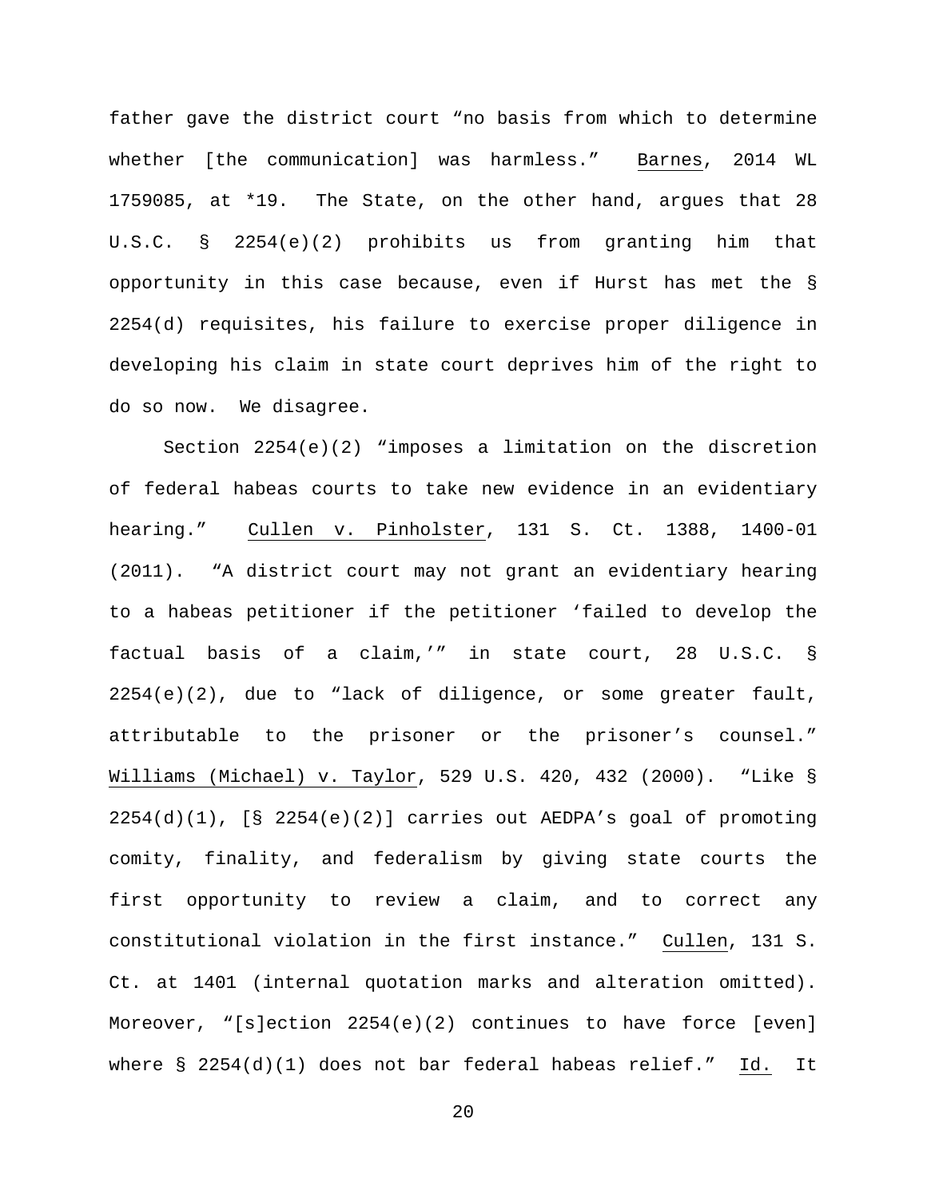father gave the district court "no basis from which to determine whether [the communication] was harmless." Barnes, 2014 WL 1759085, at *19. The State, on the other hand, argues that 28 U.S.C. § 2254(e)(2) prohibits us from granting him that opportunity in this case because, even if Hurst has met the § 2254(d) requisites, his failure to exercise proper diligence in developing his claim in state court deprives him of the right to do so now. We disagree.

Section 2254(e)(2) "imposes a limitation on the discretion of federal habeas courts to take new evidence in an evidentiary hearing." Cullen v. Pinholster, 131 S. Ct. 1388, 1400-01 (2011). "A district court may not grant an evidentiary hearing to a habeas petitioner if the petitioner 'failed to develop the factual basis of a claim,'" in state court, 28 U.S.C. § 2254(e)(2), due to "lack of diligence, or some greater fault, attributable to the prisoner or the prisoner's counsel." Williams (Michael) v. Taylor, 529 U.S. 420, 432 (2000). "Like § 2254(d)(1), [§ 2254(e)(2)] carries out AEDPA's goal of promoting comity, finality, and federalism by giving state courts the first opportunity to review a claim, and to correct any constitutional violation in the first instance." Cullen, 131 S. Ct. at 1401 (internal quotation marks and alteration omitted). Moreover, "[s]ection 2254(e)(2) continues to have force [even] where § 2254(d)(1) does not bar federal habeas relief." Id. It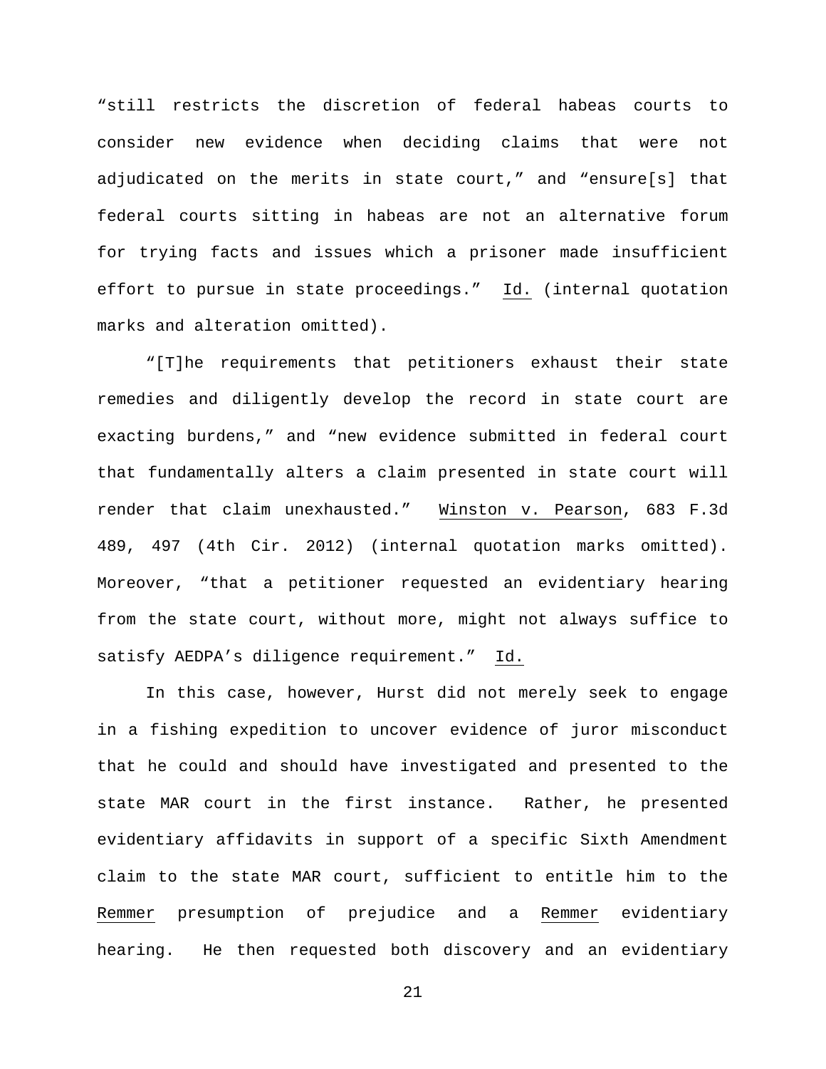"still restricts the discretion of federal habeas courts to consider new evidence when deciding claims that were not adjudicated on the merits in state court," and "ensure[s] that federal courts sitting in habeas are not an alternative forum for trying facts and issues which a prisoner made insufficient effort to pursue in state proceedings." Id. (internal quotation marks and alteration omitted).

"[T]he requirements that petitioners exhaust their state remedies and diligently develop the record in state court are exacting burdens," and "new evidence submitted in federal court that fundamentally alters a claim presented in state court will render that claim unexhausted." Winston v. Pearson, 683 F.3d 489, 497 (4th Cir. 2012) (internal quotation marks omitted). Moreover, "that a petitioner requested an evidentiary hearing from the state court, without more, might not always suffice to satisfy AEDPA's diligence requirement." Id.

In this case, however, Hurst did not merely seek to engage in a fishing expedition to uncover evidence of juror misconduct that he could and should have investigated and presented to the state MAR court in the first instance. Rather, he presented evidentiary affidavits in support of a specific Sixth Amendment claim to the state MAR court, sufficient to entitle him to the Remmer presumption of prejudice and a Remmer evidentiary hearing. He then requested both discovery and an evidentiary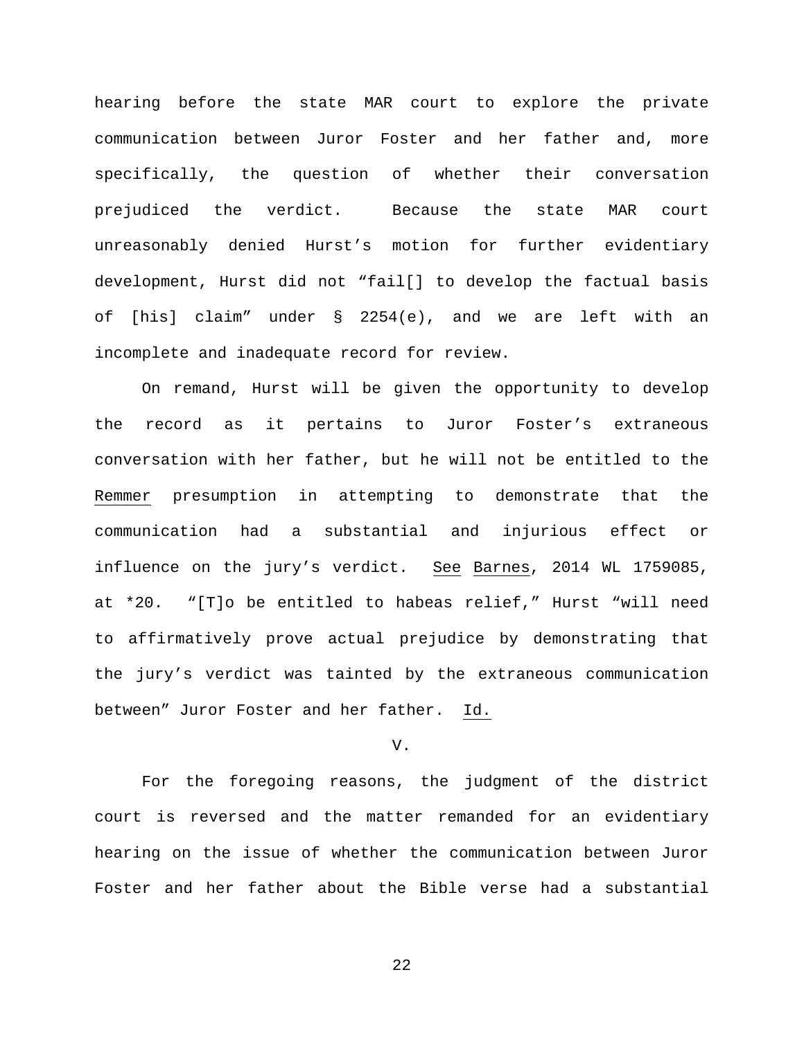hearing before the state MAR court to explore the private communication between Juror Foster and her father and, more specifically, the question of whether their conversation prejudiced the verdict. Because the state MAR court unreasonably denied Hurst's motion for further evidentiary development, Hurst did not "fail[] to develop the factual basis of [his] claim" under § 2254(e), and we are left with an incomplete and inadequate record for review.

On remand, Hurst will be given the opportunity to develop the record as it pertains to Juror Foster's extraneous conversation with her father, but he will not be entitled to the Remmer presumption in attempting to demonstrate that the communication had a substantial and injurious effect or influence on the jury's verdict. See Barnes, 2014 WL 1759085, at *20. "[T]o be entitled to habeas relief," Hurst "will need to affirmatively prove actual prejudice by demonstrating that the jury's verdict was tainted by the extraneous communication between" Juror Foster and her father. Id.

V.

For the foregoing reasons, the judgment of the district court is reversed and the matter remanded for an evidentiary hearing on the issue of whether the communication between Juror Foster and her father about the Bible verse had a substantial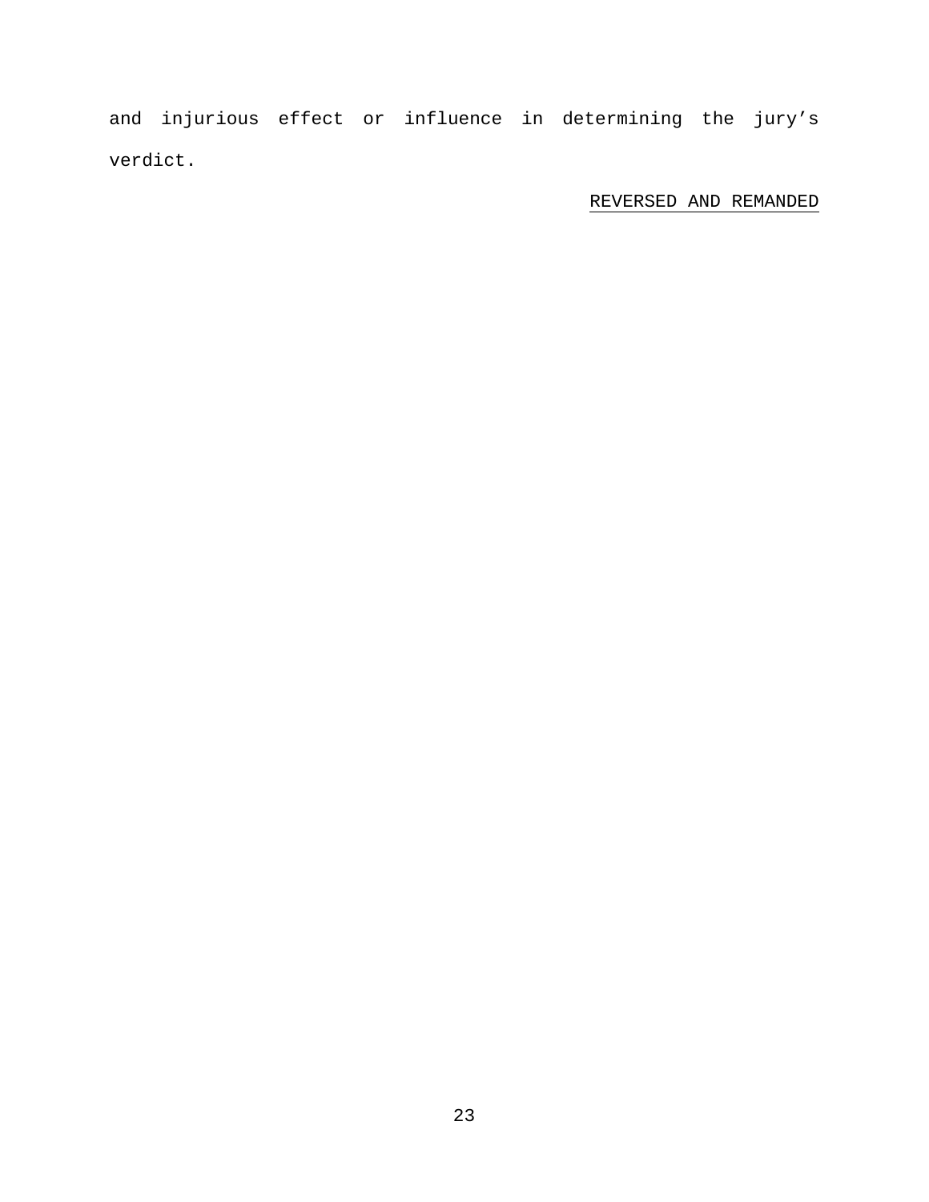and injurious effect or influence in determining the jury's verdict.

REVERSED AND REMANDED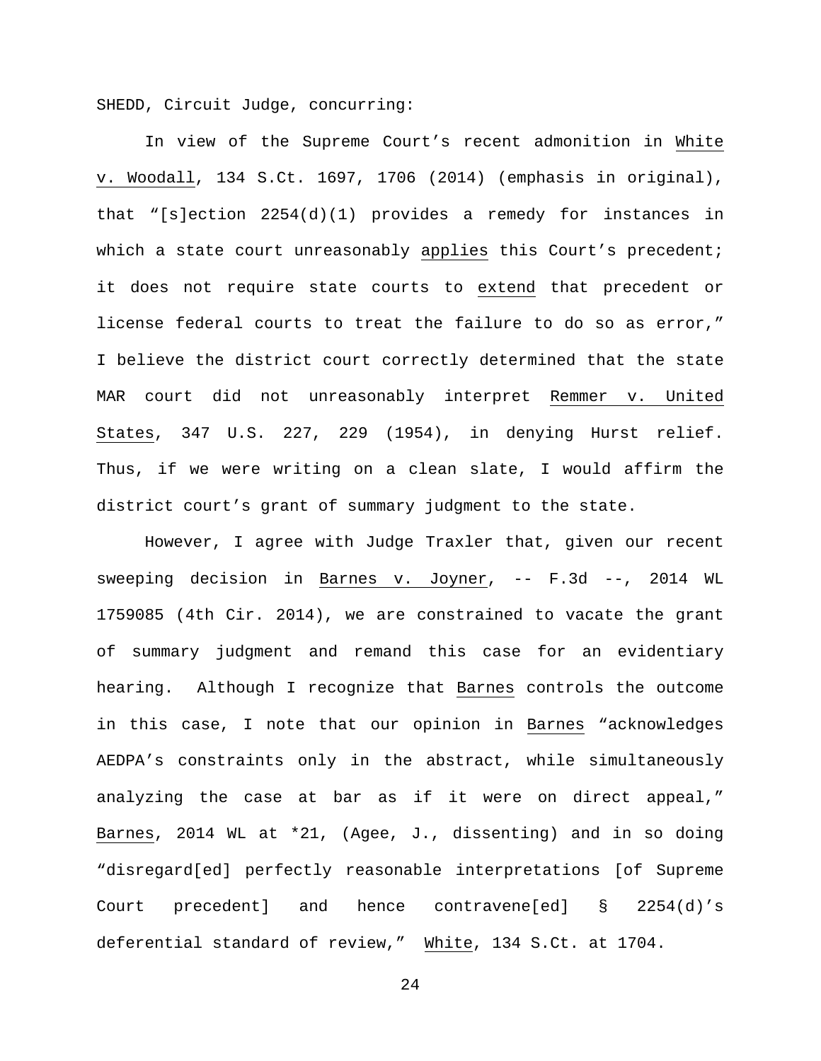SHEDD, Circuit Judge, concurring:

In view of the Supreme Court's recent admonition in White v. Woodall, 134 S.Ct. 1697, 1706 (2014) (emphasis in original), that "[s]ection 2254(d)(1) provides a remedy for instances in which a state court unreasonably applies this Court's precedent; it does not require state courts to extend that precedent or license federal courts to treat the failure to do so as error," I believe the district court correctly determined that the state MAR court did not unreasonably interpret Remmer v. United States, 347 U.S. 227, 229 (1954), in denying Hurst relief. Thus, if we were writing on a clean slate, I would affirm the district court's grant of summary judgment to the state.

However, I agree with Judge Traxler that, given our recent sweeping decision in Barnes v. Joyner, -- F.3d --, 2014 WL 1759085 (4th Cir. 2014), we are constrained to vacate the grant of summary judgment and remand this case for an evidentiary hearing. Although I recognize that Barnes controls the outcome in this case, I note that our opinion in Barnes "acknowledges AEDPA's constraints only in the abstract, while simultaneously analyzing the case at bar as if it were on direct appeal," Barnes, 2014 WL at *21, (Agee, J., dissenting) and in so doing "disregard[ed] perfectly reasonable interpretations [of Supreme Court precedent] and hence contravene[ed] § 2254(d)'s deferential standard of review," White, 134 S.Ct. at 1704.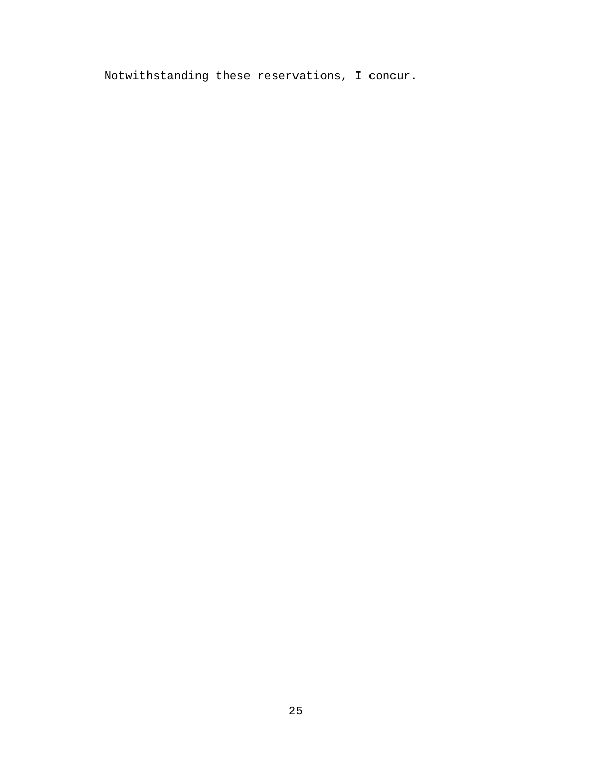Notwithstanding these reservations, I concur.